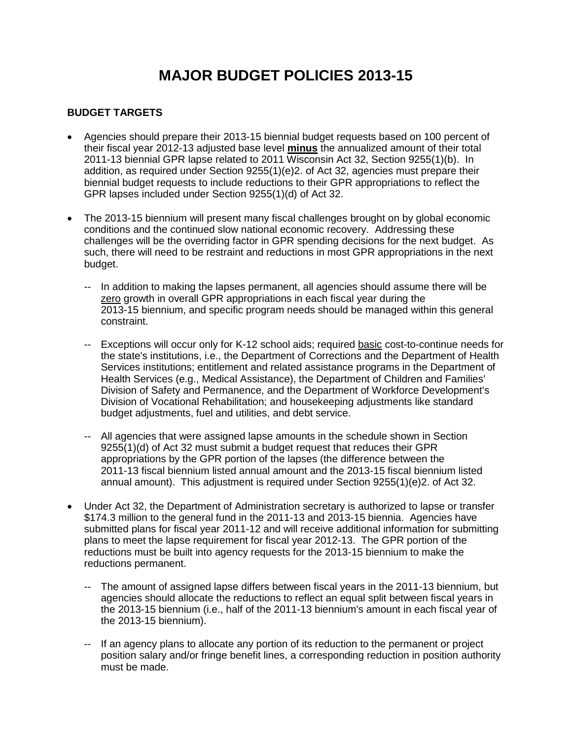# MAJOR BUDGET POLICIES 2013-15

## BUDGET TARGETS

- Agencies should prepare their 2013-15 biennial budget requests based on 100 percent of their fiscal year 2012-13 adjusted base level **minus** the annualized amount of their total 2011-13 biennial GPR lapse related to 2011 Wisconsin Act 32, Section 9255(1)(b). In addition, as required under Section 9255(1)(e)2. of Act 32, agencies must prepare their biennial budget requests to include reductions to their GPR appropriations to reflect the GPR lapses included under Section 9255(1)(d) of Act 32.

- The 2013-15 biennium will present many fiscal challenges brought on by global economic conditions and the continued slow national economic recovery. Addressing these challenges will be the overriding factor in GPR spending decisions for the next budget. As such, there will need to be restraint and reductions in most GPR appropriations in the next budget.

  -- In addition to making the lapses permanent, all agencies should assume there will be zero growth in overall GPR appropriations in each fiscal year during the 2013-15 biennium, and specific program needs should be managed within this general constraint.

  -- Exceptions will occur only for K-12 school aids; required basic cost-to-continue needs for the state's institutions, i.e., the Department of Corrections and the Department of Health Services institutions; entitlement and related assistance programs in the Department of Health Services (e.g., Medical Assistance), the Department of Children and Families' Division of Safety and Permanence, and the Department of Workforce Development's Division of Vocational Rehabilitation; and housekeeping adjustments like standard budget adjustments, fuel and utilities, and debt service.

  -- All agencies that were assigned lapse amounts in the schedule shown in Section 9255(1)(d) of Act 32 must submit a budget request that reduces their GPR appropriations by the GPR portion of the lapses (the difference between the 2011-13 fiscal biennium listed annual amount and the 2013-15 fiscal biennium listed annual amount). This adjustment is required under Section 9255(1)(e)2. of Act 32.

- Under Act 32, the Department of Administration secretary is authorized to lapse or transfer $174.3 million to the general fund in the 2011-13 and 2013-15 biennia. Agencies have submitted plans for fiscal year 2011-12 and will receive additional information for submitting plans to meet the lapse requirement for fiscal year 2012-13. The GPR portion of the reductions must be built into agency requests for the 2013-15 biennium to make the reductions permanent.

  -- The amount of assigned lapse differs between fiscal years in the 2011-13 biennium, but agencies should allocate the reductions to reflect an equal split between fiscal years in the 2013-15 biennium (i.e., half of the 2011-13 biennium's amount in each fiscal year of the 2013-15 biennium).

  -- If an agency plans to allocate any portion of its reduction to the permanent or project position salary and/or fringe benefit lines, a corresponding reduction in position authority must be made.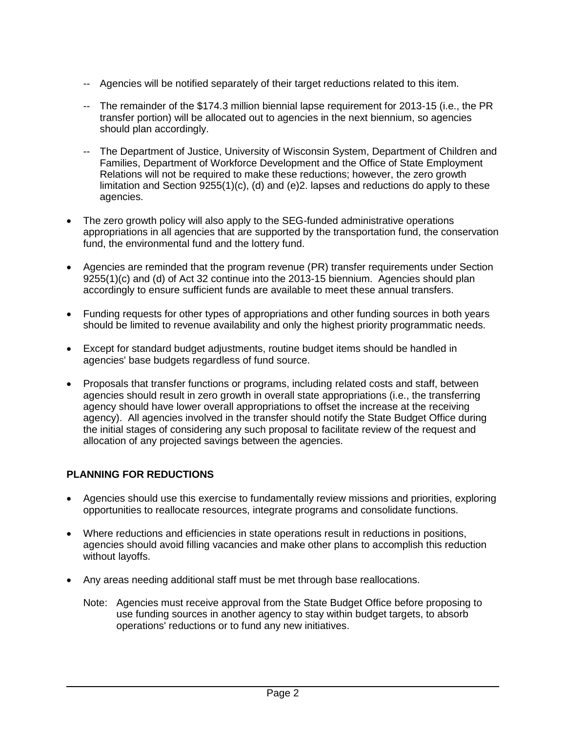- -- Agencies will be notified separately of their target reductions related to this item.
  - -- The remainder of the $174.3 million biennial lapse requirement for 2013-15 (i.e., the PR transfer portion) will be allocated out to agencies in the next biennium, so agencies should plan accordingly.
  - -- The Department of Justice, University of Wisconsin System, Department of Children and Families, Department of Workforce Development and the Office of State Employment Relations will not be required to make these reductions; however, the zero growth limitation and Section 9255(1)(c), (d) and (e)2. lapses and reductions do apply to these agencies.

- The zero growth policy will also apply to the SEG-funded administrative operations appropriations in all agencies that are supported by the transportation fund, the conservation fund, the environmental fund and the lottery fund.
- Agencies are reminded that the program revenue (PR) transfer requirements under Section 9255(1)(c) and (d) of Act 32 continue into the 2013-15 biennium. Agencies should plan accordingly to ensure sufficient funds are available to meet these annual transfers.
- Funding requests for other types of appropriations and other funding sources in both years should be limited to revenue availability and only the highest priority programmatic needs.
- Except for standard budget adjustments, routine budget items should be handled in agencies' base budgets regardless of fund source.
- Proposals that transfer functions or programs, including related costs and staff, between agencies should result in zero growth in overall state appropriations (i.e., the transferring agency should have lower overall appropriations to offset the increase at the receiving agency). All agencies involved in the transfer should notify the State Budget Office during the initial stages of considering any such proposal to facilitate review of the request and allocation of any projected savings between the agencies.

**PLANNING FOR REDUCTIONS**

- Agencies should use this exercise to fundamentally review missions and priorities, exploring opportunities to reallocate resources, integrate programs and consolidate functions.
- Where reductions and efficiencies in state operations result in reductions in positions, agencies should avoid filling vacancies and make other plans to accomplish this reduction without layoffs.
- Any areas needing additional staff must be met through base reallocations.

  Note: Agencies must receive approval from the State Budget Office before proposing to use funding sources in another agency to stay within budget targets, to absorb operations' reductions or to fund any new initiatives.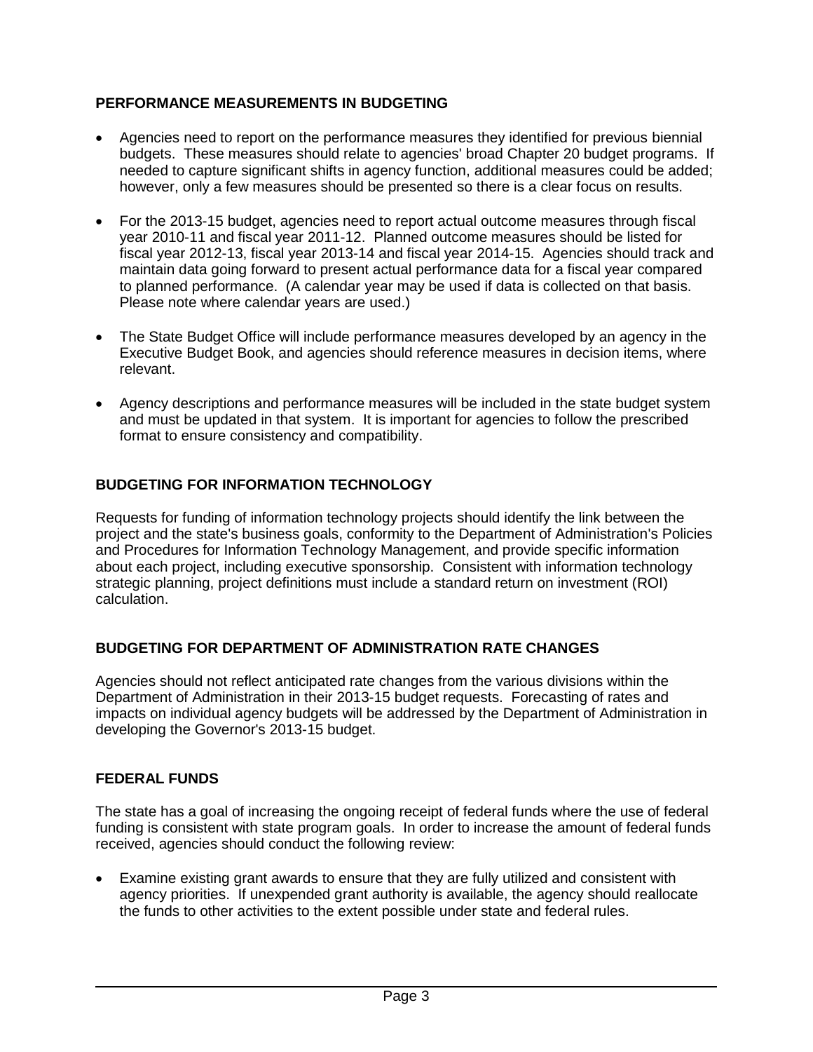## PERFORMANCE MEASUREMENTS IN BUDGETING

- Agencies need to report on the performance measures they identified for previous biennial budgets. These measures should relate to agencies' broad Chapter 20 budget programs. If needed to capture significant shifts in agency function, additional measures could be added; however, only a few measures should be presented so there is a clear focus on results.
- For the 2013-15 budget, agencies need to report actual outcome measures through fiscal year 2010-11 and fiscal year 2011-12. Planned outcome measures should be listed for fiscal year 2012-13, fiscal year 2013-14 and fiscal year 2014-15. Agencies should track and maintain data going forward to present actual performance data for a fiscal year compared to planned performance. (A calendar year may be used if data is collected on that basis. Please note where calendar years are used.)
- The State Budget Office will include performance measures developed by an agency in the Executive Budget Book, and agencies should reference measures in decision items, where relevant.
- Agency descriptions and performance measures will be included in the state budget system and must be updated in that system. It is important for agencies to follow the prescribed format to ensure consistency and compatibility.

## BUDGETING FOR INFORMATION TECHNOLOGY

Requests for funding of information technology projects should identify the link between the project and the state's business goals, conformity to the Department of Administration's Policies and Procedures for Information Technology Management, and provide specific information about each project, including executive sponsorship. Consistent with information technology strategic planning, project definitions must include a standard return on investment (ROI) calculation.

## BUDGETING FOR DEPARTMENT OF ADMINISTRATION RATE CHANGES

Agencies should not reflect anticipated rate changes from the various divisions within the Department of Administration in their 2013-15 budget requests. Forecasting of rates and impacts on individual agency budgets will be addressed by the Department of Administration in developing the Governor's 2013-15 budget.

## FEDERAL FUNDS

The state has a goal of increasing the ongoing receipt of federal funds where the use of federal funding is consistent with state program goals. In order to increase the amount of federal funds received, agencies should conduct the following review:

- Examine existing grant awards to ensure that they are fully utilized and consistent with agency priorities. If unexpended grant authority is available, the agency should reallocate the funds to other activities to the extent possible under state and federal rules.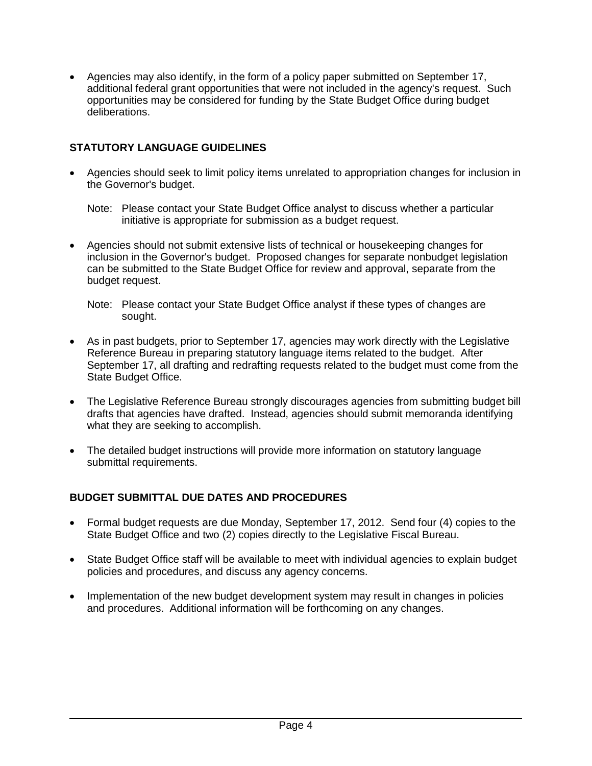- Agencies may also identify, in the form of a policy paper submitted on September 17, additional federal grant opportunities that were not included in the agency's request. Such opportunities may be considered for funding by the State Budget Office during budget deliberations.

## STATUTORY LANGUAGE GUIDELINES

- Agencies should seek to limit policy items unrelated to appropriation changes for inclusion in the Governor's budget.

  Note: Please contact your State Budget Office analyst to discuss whether a particular initiative is appropriate for submission as a budget request.

- Agencies should not submit extensive lists of technical or housekeeping changes for inclusion in the Governor's budget. Proposed changes for separate nonbudget legislation can be submitted to the State Budget Office for review and approval, separate from the budget request.

  Note: Please contact your State Budget Office analyst if these types of changes are sought.

- As in past budgets, prior to September 17, agencies may work directly with the Legislative Reference Bureau in preparing statutory language items related to the budget. After September 17, all drafting and redrafting requests related to the budget must come from the State Budget Office.

- The Legislative Reference Bureau strongly discourages agencies from submitting budget bill drafts that agencies have drafted. Instead, agencies should submit memoranda identifying what they are seeking to accomplish.

- The detailed budget instructions will provide more information on statutory language submittal requirements.

## BUDGET SUBMITTAL DUE DATES AND PROCEDURES

- Formal budget requests are due Monday, September 17, 2012. Send four (4) copies to the State Budget Office and two (2) copies directly to the Legislative Fiscal Bureau.

- State Budget Office staff will be available to meet with individual agencies to explain budget policies and procedures, and discuss any agency concerns.

- Implementation of the new budget development system may result in changes in policies and procedures. Additional information will be forthcoming on any changes.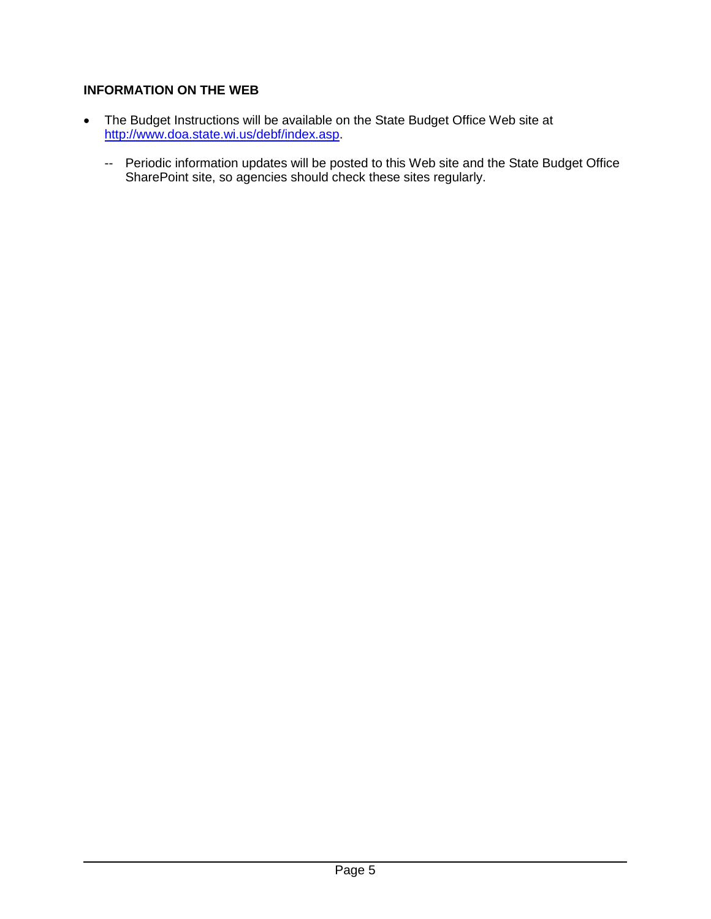**INFORMATION ON THE WEB**

- The Budget Instructions will be available on the State Budget Office Web site at http://www.doa.state.wi.us/debf/index.asp.
  - -- Periodic information updates will be posted to this Web site and the State Budget Office SharePoint site, so agencies should check these sites regularly.